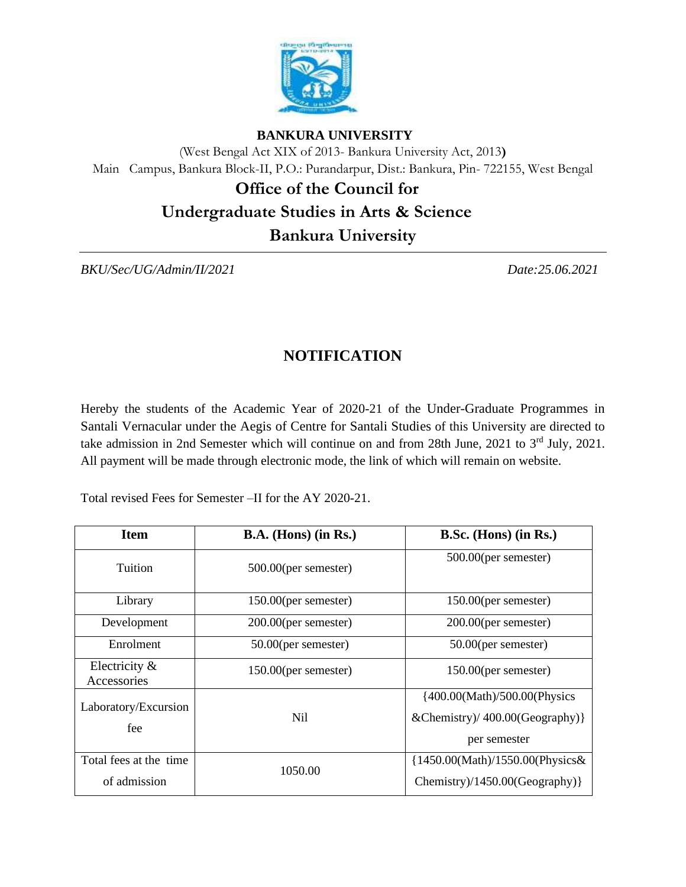**BANKURA UNIVERSITY**

(West Bengal Act XIX of 2013- Bankura University Act, 2013)

Main Campus, Bankura Block-II, P.O.: Purandarpur, Dist.: Bankura, Pin- 722155, West Bengal

## Office of the Council for Undergraduate Studies in Arts & Science Bankura University

*BKU/Sec/UG/Admin/II/2021* *Date:25.06.2021*

# NOTIFICATION

Hereby the students of the Academic Year of 2020-21 of the Under-Graduate Programmes in Santali Vernacular under the Aegis of Centre for Santali Studies of this University are directed to take admission in 2nd Semester which will continue on and from 28th June, 2021 to 3rd July, 2021. All payment will be made through electronic mode, the link of which will remain on website.

Total revised Fees for Semester –II for the AY 2020-21.

| Item | B.A. (Hons) (in Rs.) | B.Sc. (Hons) (in Rs.) |
|---|---|---|
| Tuition | 500.00(per semester) | 500.00(per semester) |
| Library | 150.00(per semester) | 150.00(per semester) |
| Development | 200.00(per semester) | 200.00(per semester) |
| Enrolment | 50.00(per semester) | 50.00(per semester) |
| Electricity & Accessories | 150.00(per semester) | 150.00(per semester) |
| Laboratory/Excursion fee | Nil | {400.00(Math)/500.00(Physics &Chemistry)/ 400.00(Geography)} per semester |
| Total fees at the time of admission | 1050.00 | {1450.00(Math)/1550.00(Physics& Chemistry)/1450.00(Geography)} |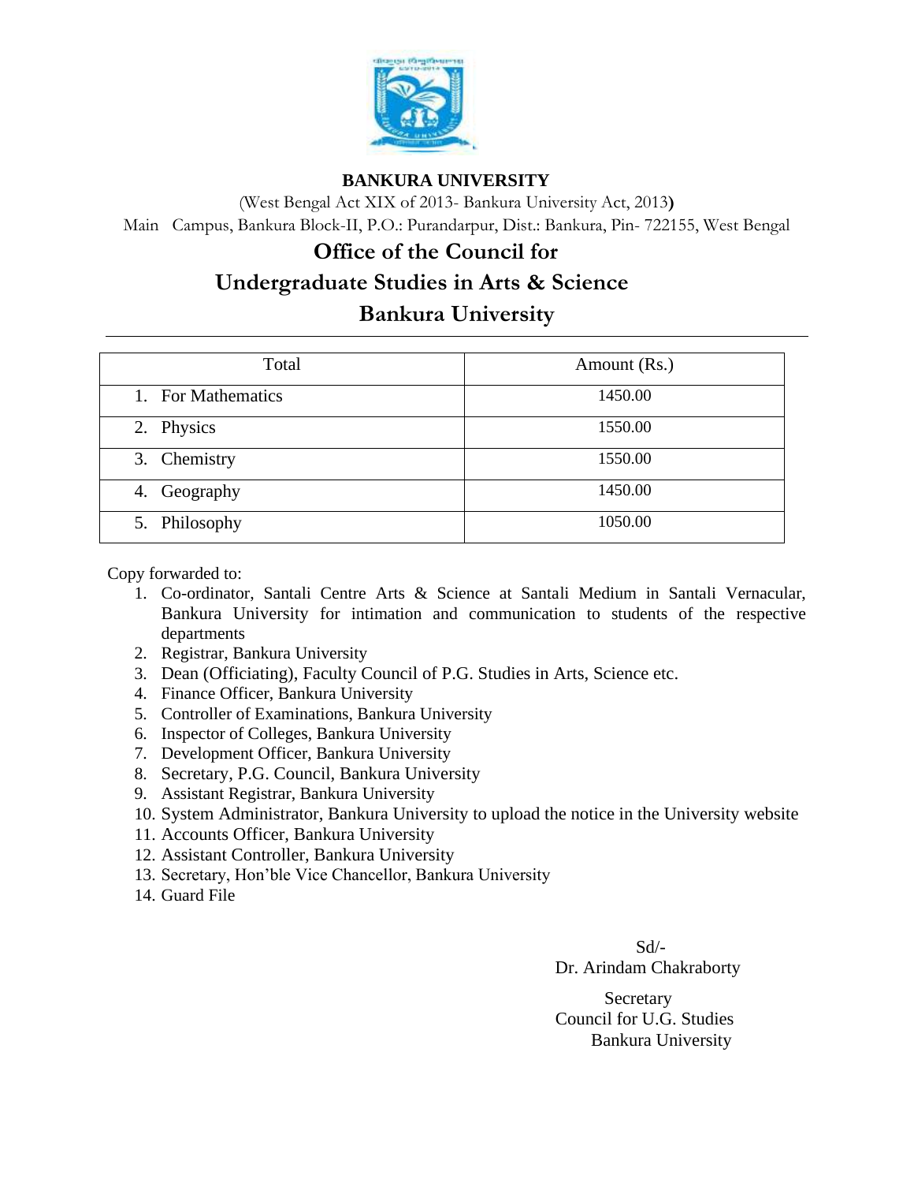**BANKURA UNIVERSITY**

(West Bengal Act XIX of 2013- Bankura University Act, 2013)

Main Campus, Bankura Block-II, P.O.: Purandarpur, Dist.: Bankura, Pin- 722155, West Bengal

# Office of the Council for
# Undergraduate Studies in Arts & Science
# Bankura University

| Total | Amount (Rs.) |
|---|---|
| 1. For Mathematics | 1450.00 |
| 2. Physics | 1550.00 |
| 3. Chemistry | 1550.00 |
| 4. Geography | 1450.00 |
| 5. Philosophy | 1050.00 |

Copy forwarded to:

1. Co-ordinator, Santali Centre Arts & Science at Santali Medium in Santali Vernacular, Bankura University for intimation and communication to students of the respective departments
2. Registrar, Bankura University
3. Dean (Officiating), Faculty Council of P.G. Studies in Arts, Science etc.
4. Finance Officer, Bankura University
5. Controller of Examinations, Bankura University
6. Inspector of Colleges, Bankura University
7. Development Officer, Bankura University
8. Secretary, P.G. Council, Bankura University
9. Assistant Registrar, Bankura University
10. System Administrator, Bankura University to upload the notice in the University website
11. Accounts Officer, Bankura University
12. Assistant Controller, Bankura University
13. Secretary, Hon'ble Vice Chancellor, Bankura University
14. Guard File

Sd/-
Dr. Arindam Chakraborty

Secretary
Council for U.G. Studies
Bankura University